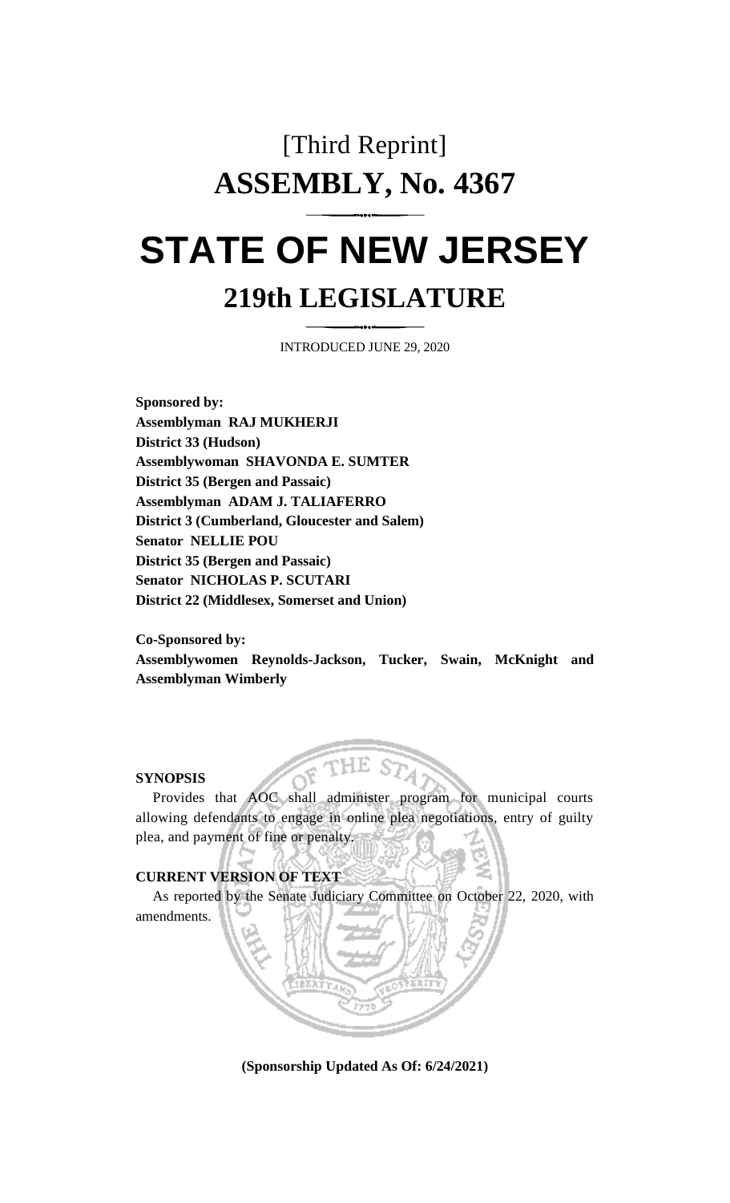# [Third Reprint]

# ASSEMBLY, No. 4367

# STATE OF NEW JERSEY

## 219th LEGISLATURE

INTRODUCED JUNE 29, 2020

**Sponsored by:**
**Assemblyman RAJ MUKHERJI**
**District 33 (Hudson)**
**Assemblywoman SHAVONDA E. SUMTER**
**District 35 (Bergen and Passaic)**
**Assemblyman ADAM J. TALIAFERRO**
**District 3 (Cumberland, Gloucester and Salem)**
**Senator NELLIE POU**
**District 35 (Bergen and Passaic)**
**Senator NICHOLAS P. SCUTARI**
**District 22 (Middlesex, Somerset and Union)**

**Co-Sponsored by:**
**Assemblywomen Reynolds-Jackson, Tucker, Swain, McKnight and Assemblyman Wimberly**

**SYNOPSIS**

Provides that AOC shall administer program for municipal courts allowing defendants to engage in online plea negotiations, entry of guilty plea, and payment of fine or penalty.

**CURRENT VERSION OF TEXT**

As reported by the Senate Judiciary Committee on October 22, 2020, with amendments.

**(Sponsorship Updated As Of: 6/24/2021)**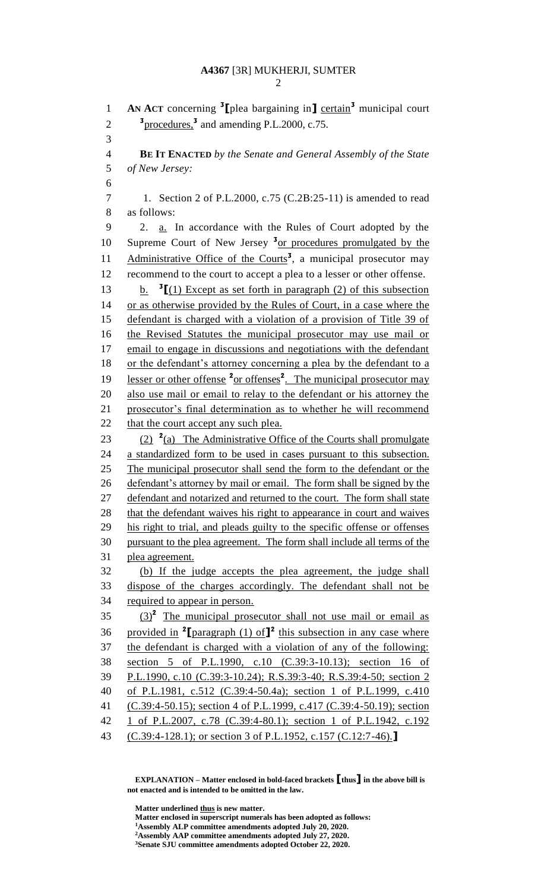**AN ACT** concerning [3]**[**plea bargaining in**]** <u>certain</u>[3] municipal court [3]<u>procedures,</u>[3] and amending P.L.2000, c.75.

**BE IT ENACTED** *by the Senate and General Assembly of the State of New Jersey:*

1. Section 2 of P.L.2000, c.75 (C.2B:25-11) is amended to read as follows:

2. <u>a.</u> In accordance with the Rules of Court adopted by the Supreme Court of New Jersey [3]<u>or procedures promulgated by the Administrative Office of the Courts</u>[3], a municipal prosecutor may recommend to the court to accept a plea to a lesser or other offense.

<u>b.</u> [3]**[**<u>(1) Except as set forth in paragraph (2) of this subsection or as otherwise provided by the Rules of Court, in a case where the defendant is charged with a violation of a provision of Title 39 of the Revised Statutes the municipal prosecutor may use mail or email to engage in discussions and negotiations with the defendant or the defendant's attorney concerning a plea by the defendant to a lesser or other offense</u> [2]<u>or offenses</u>[2]<u>. The municipal prosecutor may also use mail or email to relay to the defendant or his attorney the prosecutor's final determination as to whether he will recommend that the court accept any such plea.</u>

<u>(2)</u> [2]<u>(a) The Administrative Office of the Courts shall promulgate a standardized form to be used in cases pursuant to this subsection. The municipal prosecutor shall send the form to the defendant or the defendant's attorney by mail or email. The form shall be signed by the defendant and notarized and returned to the court. The form shall state that the defendant waives his right to appearance in court and waives his right to trial, and pleads guilty to the specific offense or offenses pursuant to the plea agreement. The form shall include all terms of the plea agreement.</u>

<u>(b) If the judge accepts the plea agreement, the judge shall dispose of the charges accordingly. The defendant shall not be required to appear in person.</u>

<u>(3)</u>[2] <u>The municipal prosecutor shall not use mail or email as provided in</u> [2]**[**<u>paragraph (1) of</u>**]**[2] <u>this subsection in any case where the defendant is charged with a violation of any of the following: section 5 of P.L.1990, c.10 (C.39:3-10.13); section 16 of P.L.1990, c.10 (C.39:3-10.24); R.S.39:3-40; R.S.39:4-50; section 2 of P.L.1981, c.512 (C.39:4-50.4a); section 1 of P.L.1999, c.410 (C.39:4-50.15); section 4 of P.L.1999, c.417 (C.39:4-50.19); section 1 of P.L.2007, c.78 (C.39:4-80.1); section 1 of P.L.1942, c.192 (C.39:4-128.1); or section 3 of P.L.1952, c.157 (C.12:7-46).</u>**]**

**EXPLANATION – Matter enclosed in bold-faced brackets [thus] in the above bill is not enacted and is intended to be omitted in the law.**

**Matter underlined <u>thus</u> is new matter.**
**Matter enclosed in superscript numerals has been adopted as follows:**
[1]**Assembly ALP committee amendments adopted July 20, 2020.**
[2]**Assembly AAP committee amendments adopted July 27, 2020.**
[3]**Senate SJU committee amendments adopted October 22, 2020.**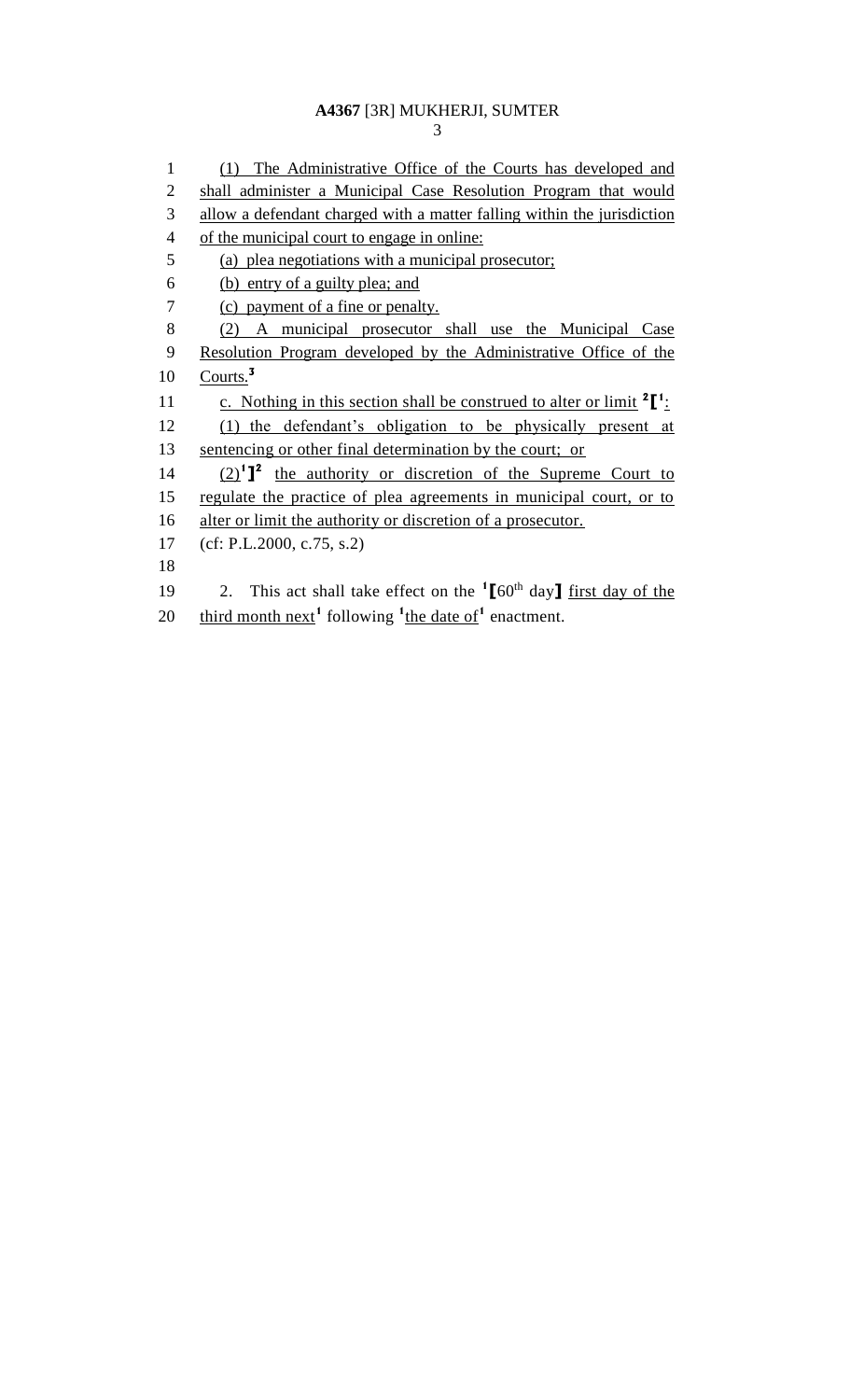(1) The Administrative Office of the Courts has developed and shall administer a Municipal Case Resolution Program that would allow a defendant charged with a matter falling within the jurisdiction of the municipal court to engage in online:

(a) plea negotiations with a municipal prosecutor;

(b) entry of a guilty plea; and

(c) payment of a fine or penalty.

(2) A municipal prosecutor shall use the Municipal Case Resolution Program developed by the Administrative Office of the Courts.[3]

c. Nothing in this section shall be construed to alter or limit [2]⟦[1]:

(1) the defendant's obligation to be physically present at sentencing or other final determination by the court; or

(2)[1]⟧[2] the authority or discretion of the Supreme Court to regulate the practice of plea agreements in municipal court, or to alter or limit the authority or discretion of a prosecutor.

(cf: P.L.2000, c.75, s.2)

2. This act shall take effect on the [1]⟦60th day⟧ first day of the third month next[1] following [1]the date of[1] enactment.